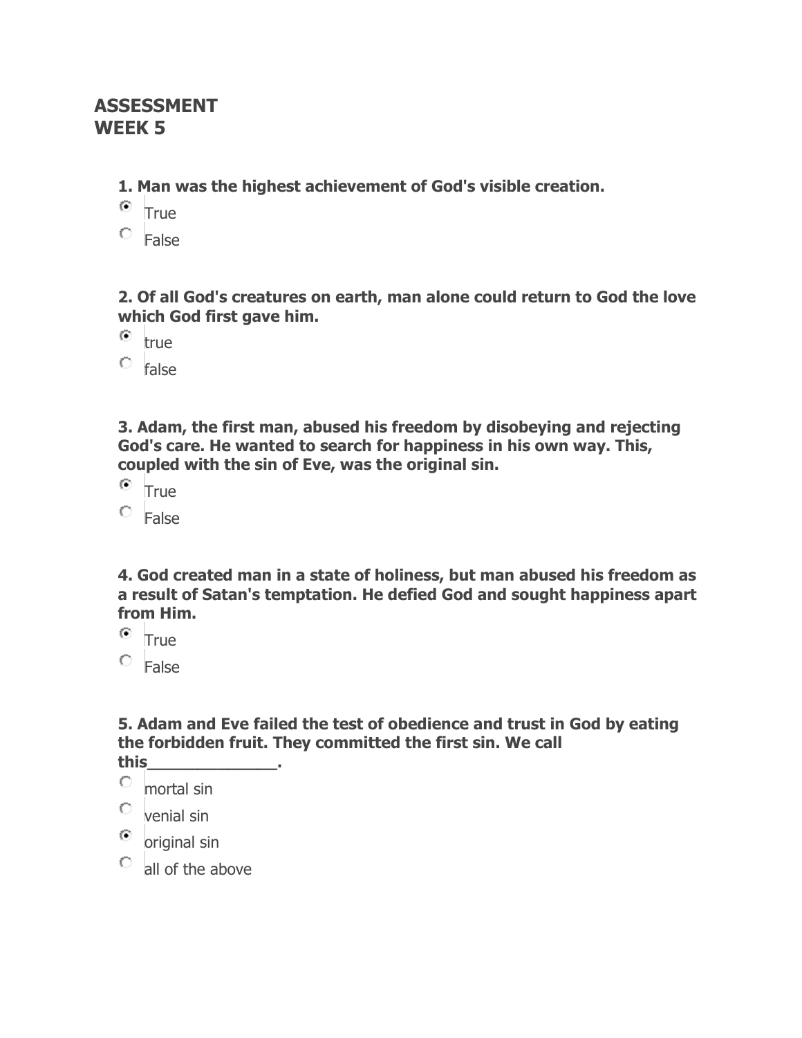# ASSESSMENT
# WEEK 5

**1. Man was the highest achievement of God's visible creation.**

- (•) True
- ( ) False

**2. Of all God's creatures on earth, man alone could return to God the love which God first gave him.**

- (•) true
- ( ) false

**3. Adam, the first man, abused his freedom by disobeying and rejecting God's care. He wanted to search for happiness in his own way. This, coupled with the sin of Eve, was the original sin.**

- (•) True
- ( ) False

**4. God created man in a state of holiness, but man abused his freedom as a result of Satan's temptation. He defied God and sought happiness apart from Him.**

- (•) True
- ( ) False

**5. Adam and Eve failed the test of obedience and trust in God by eating the forbidden fruit. They committed the first sin. We call this______________.**

- ( ) mortal sin
- ( ) venial sin
- (•) original sin
- ( ) all of the above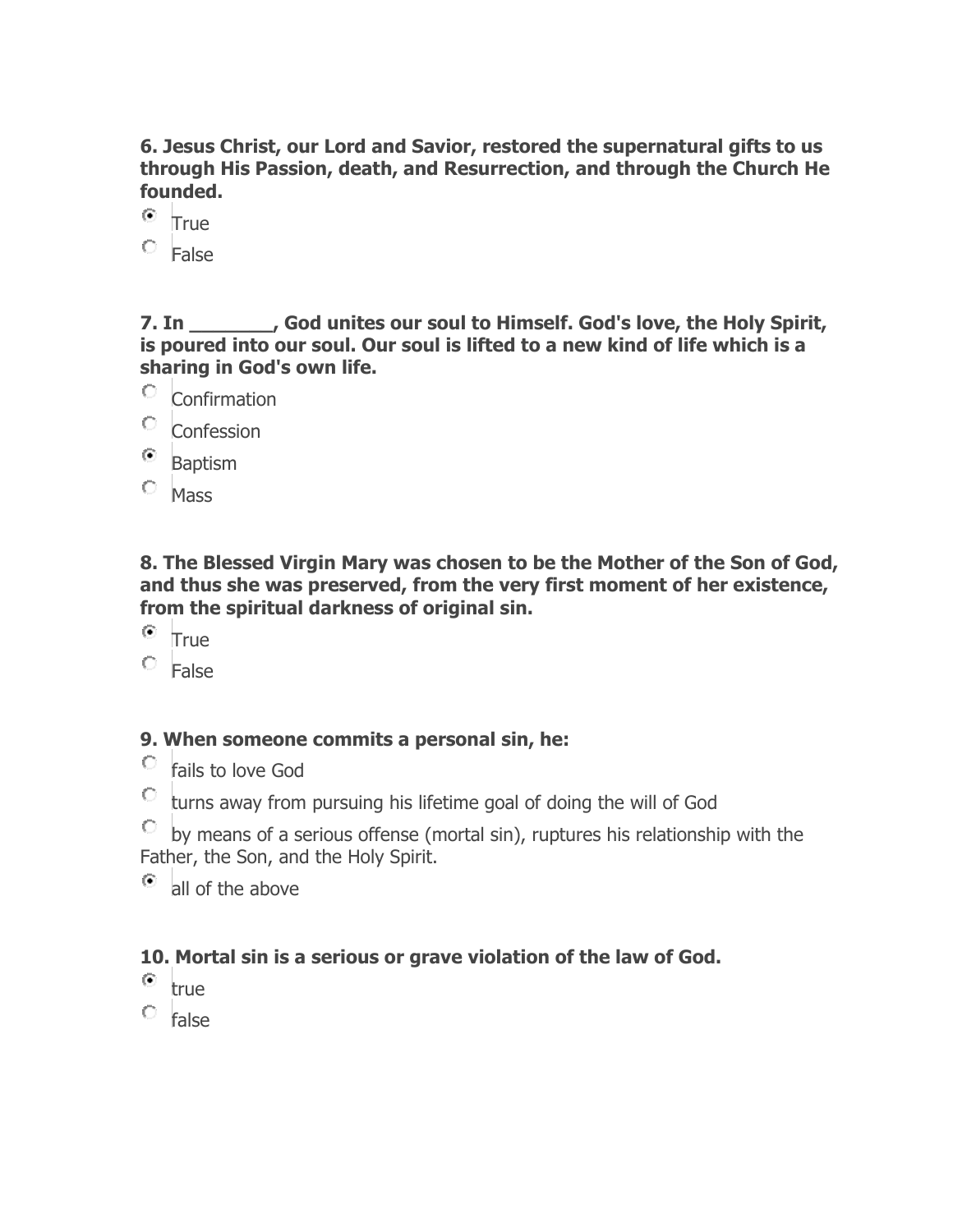**6. Jesus Christ, our Lord and Savior, restored the supernatural gifts to us through His Passion, death, and Resurrection, and through the Church He founded.**

- (•) True
- ( ) False

**7. In ________, God unites our soul to Himself. God's love, the Holy Spirit, is poured into our soul. Our soul is lifted to a new kind of life which is a sharing in God's own life.**

- ( ) Confirmation
- ( ) Confession
- (•) Baptism
- ( ) Mass

**8. The Blessed Virgin Mary was chosen to be the Mother of the Son of God, and thus she was preserved, from the very first moment of her existence, from the spiritual darkness of original sin.**

- (•) True
- ( ) False

**9. When someone commits a personal sin, he:**

- ( ) fails to love God
- ( ) turns away from pursuing his lifetime goal of doing the will of God
- ( ) by means of a serious offense (mortal sin), ruptures his relationship with the Father, the Son, and the Holy Spirit.
- (•) all of the above

**10. Mortal sin is a serious or grave violation of the law of God.**

- (•) true
- ( ) false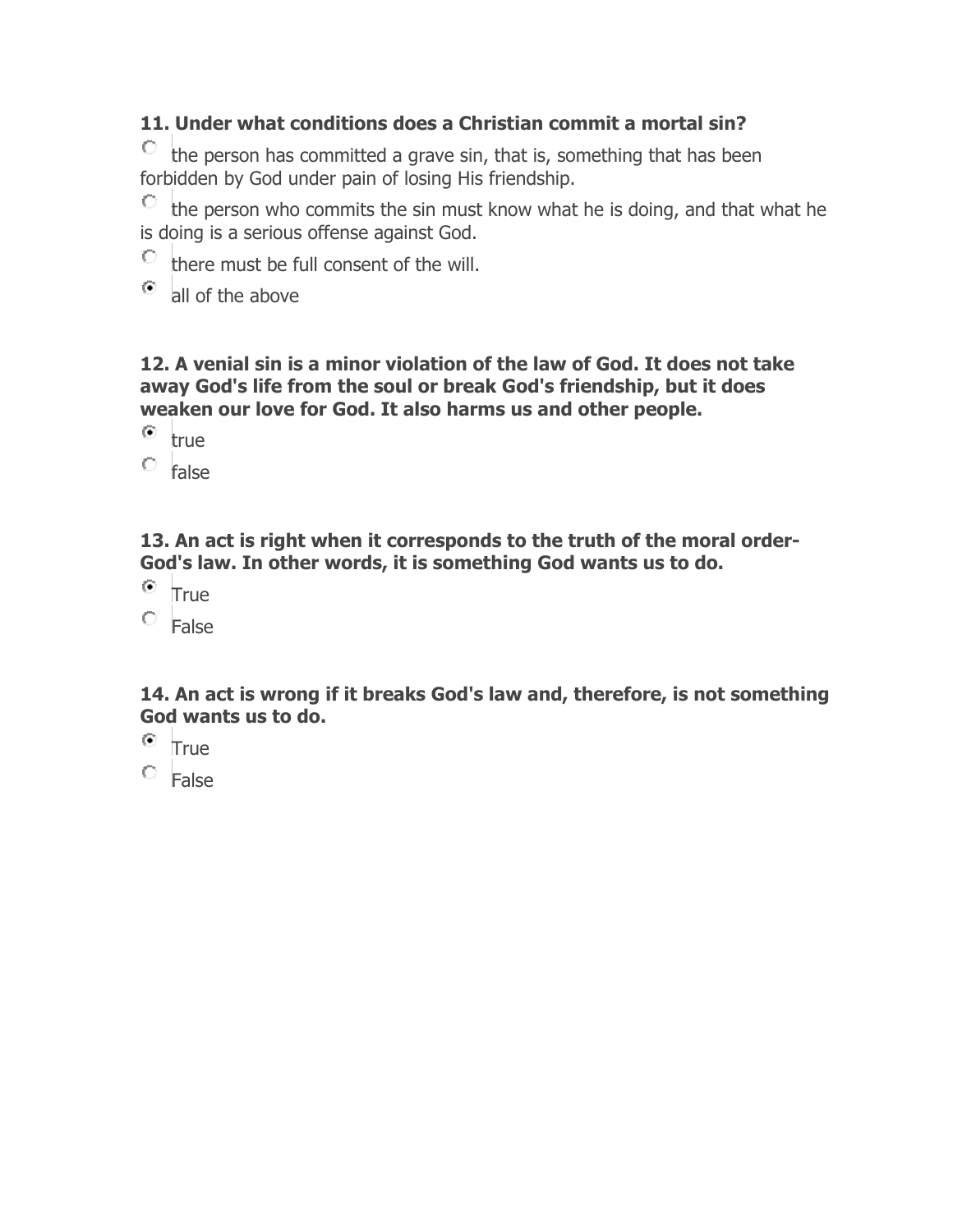**11. Under what conditions does a Christian commit a mortal sin?**

- ○ the person has committed a grave sin, that is, something that has been forbidden by God under pain of losing His friendship.
- ○ the person who commits the sin must know what he is doing, and that what he is doing is a serious offense against God.
- ○ there must be full consent of the will.
- ◉ all of the above

**12. A venial sin is a minor violation of the law of God. It does not take away God's life from the soul or break God's friendship, but it does weaken our love for God. It also harms us and other people.**

- ◉ true
- ○ false

**13. An act is right when it corresponds to the truth of the moral order-God's law. In other words, it is something God wants us to do.**

- ◉ True
- ○ False

**14. An act is wrong if it breaks God's law and, therefore, is not something God wants us to do.**

- ◉ True
- ○ False